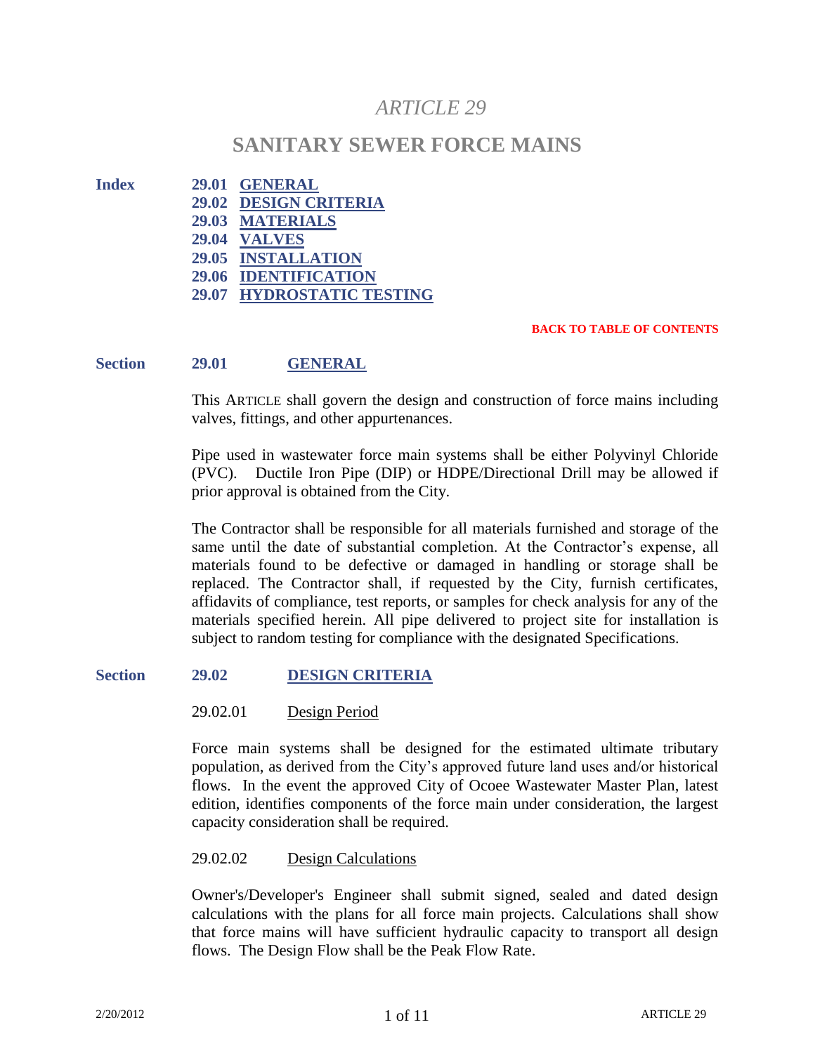# *ARTICLE 29*

## SANITARY SEWER FORCE MAINS

**Index**

- **29.01 GENERAL**
- **29.02 DESIGN CRITERIA**
- **29.03 MATERIALS**
- **29.04 VALVES**
- **29.05 INSTALLATION**
- **29.06 IDENTIFICATION**
- **29.07 HYDROSTATIC TESTING**

**BACK TO TABLE OF CONTENTS**

### Section 29.01 GENERAL

This ARTICLE shall govern the design and construction of force mains including valves, fittings, and other appurtenances.

Pipe used in wastewater force main systems shall be either Polyvinyl Chloride (PVC). Ductile Iron Pipe (DIP) or HDPE/Directional Drill may be allowed if prior approval is obtained from the City.

The Contractor shall be responsible for all materials furnished and storage of the same until the date of substantial completion. At the Contractor's expense, all materials found to be defective or damaged in handling or storage shall be replaced. The Contractor shall, if requested by the City, furnish certificates, affidavits of compliance, test reports, or samples for check analysis for any of the materials specified herein. All pipe delivered to project site for installation is subject to random testing for compliance with the designated Specifications.

### Section 29.02 DESIGN CRITERIA

#### 29.02.01 Design Period

Force main systems shall be designed for the estimated ultimate tributary population, as derived from the City's approved future land uses and/or historical flows. In the event the approved City of Ocoee Wastewater Master Plan, latest edition, identifies components of the force main under consideration, the largest capacity consideration shall be required.

#### 29.02.02 Design Calculations

Owner's/Developer's Engineer shall submit signed, sealed and dated design calculations with the plans for all force main projects. Calculations shall show that force mains will have sufficient hydraulic capacity to transport all design flows. The Design Flow shall be the Peak Flow Rate.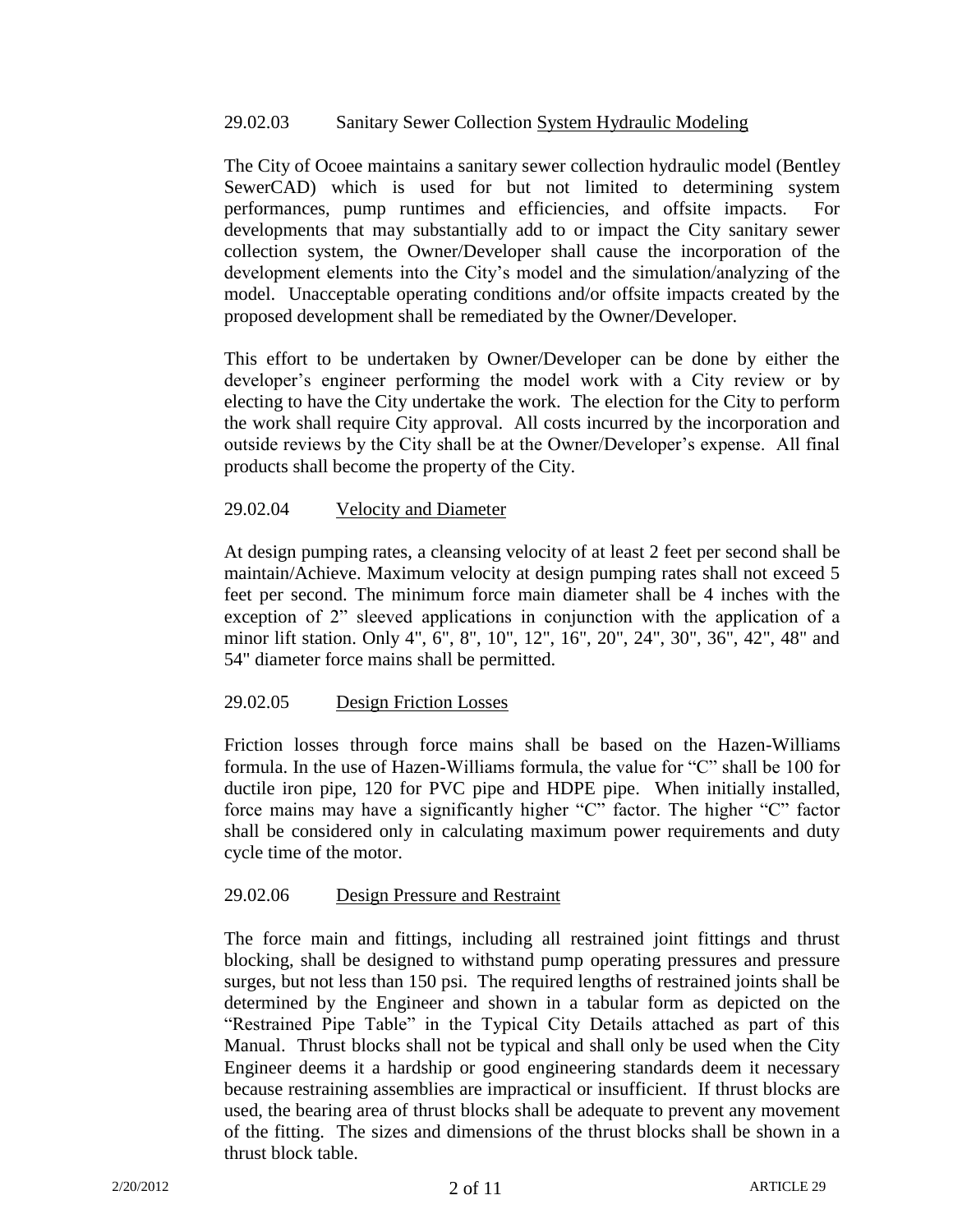### 29.02.03 Sanitary Sewer Collection System Hydraulic Modeling

The City of Ocoee maintains a sanitary sewer collection hydraulic model (Bentley SewerCAD) which is used for but not limited to determining system performances, pump runtimes and efficiencies, and offsite impacts. For developments that may substantially add to or impact the City sanitary sewer collection system, the Owner/Developer shall cause the incorporation of the development elements into the City's model and the simulation/analyzing of the model. Unacceptable operating conditions and/or offsite impacts created by the proposed development shall be remediated by the Owner/Developer.

This effort to be undertaken by Owner/Developer can be done by either the developer's engineer performing the model work with a City review or by electing to have the City undertake the work. The election for the City to perform the work shall require City approval. All costs incurred by the incorporation and outside reviews by the City shall be at the Owner/Developer's expense. All final products shall become the property of the City.

### 29.02.04 Velocity and Diameter

At design pumping rates, a cleansing velocity of at least 2 feet per second shall be maintain/Achieve. Maximum velocity at design pumping rates shall not exceed 5 feet per second. The minimum force main diameter shall be 4 inches with the exception of 2" sleeved applications in conjunction with the application of a minor lift station. Only 4", 6", 8", 10", 12", 16", 20", 24", 30", 36", 42", 48" and 54" diameter force mains shall be permitted.

### 29.02.05 Design Friction Losses

Friction losses through force mains shall be based on the Hazen-Williams formula. In the use of Hazen-Williams formula, the value for "C" shall be 100 for ductile iron pipe, 120 for PVC pipe and HDPE pipe. When initially installed, force mains may have a significantly higher "C" factor. The higher "C" factor shall be considered only in calculating maximum power requirements and duty cycle time of the motor.

### 29.02.06 Design Pressure and Restraint

The force main and fittings, including all restrained joint fittings and thrust blocking, shall be designed to withstand pump operating pressures and pressure surges, but not less than 150 psi. The required lengths of restrained joints shall be determined by the Engineer and shown in a tabular form as depicted on the "Restrained Pipe Table" in the Typical City Details attached as part of this Manual. Thrust blocks shall not be typical and shall only be used when the City Engineer deems it a hardship or good engineering standards deem it necessary because restraining assemblies are impractical or insufficient. If thrust blocks are used, the bearing area of thrust blocks shall be adequate to prevent any movement of the fitting. The sizes and dimensions of the thrust blocks shall be shown in a thrust block table.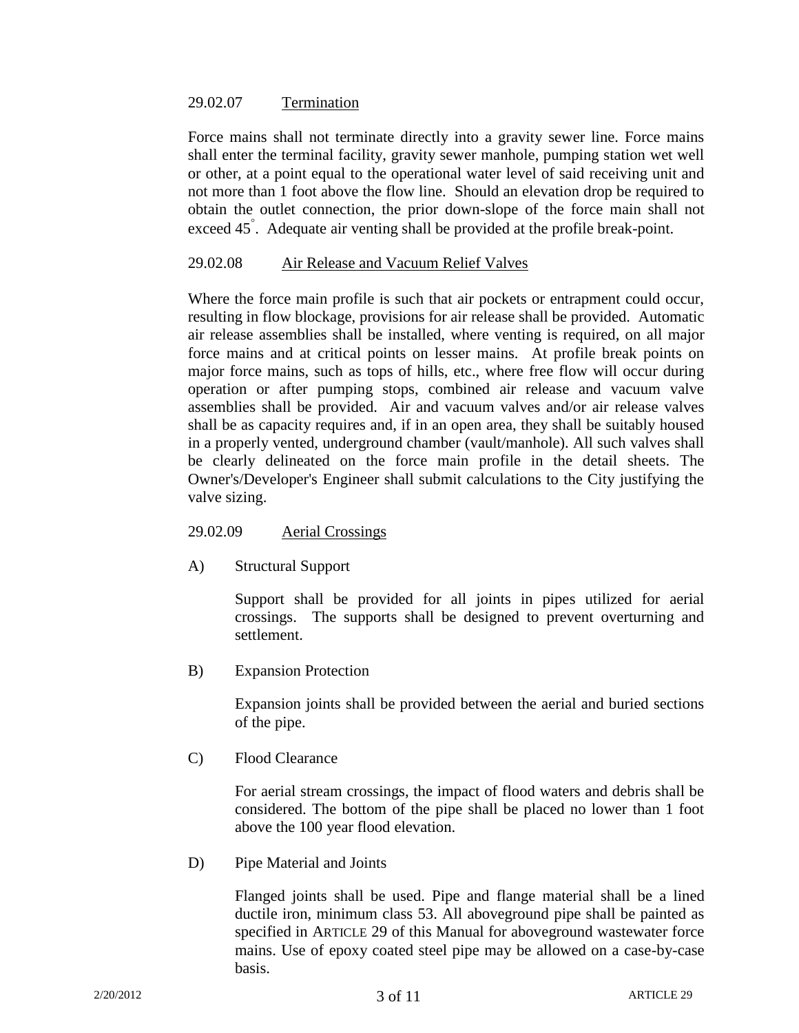### 29.02.07 Termination

Force mains shall not terminate directly into a gravity sewer line. Force mains shall enter the terminal facility, gravity sewer manhole, pumping station wet well or other, at a point equal to the operational water level of said receiving unit and not more than 1 foot above the flow line. Should an elevation drop be required to obtain the outlet connection, the prior down-slope of the force main shall not exceed 45°. Adequate air venting shall be provided at the profile break-point.

### 29.02.08 Air Release and Vacuum Relief Valves

Where the force main profile is such that air pockets or entrapment could occur, resulting in flow blockage, provisions for air release shall be provided. Automatic air release assemblies shall be installed, where venting is required, on all major force mains and at critical points on lesser mains. At profile break points on major force mains, such as tops of hills, etc., where free flow will occur during operation or after pumping stops, combined air release and vacuum valve assemblies shall be provided. Air and vacuum valves and/or air release valves shall be as capacity requires and, if in an open area, they shall be suitably housed in a properly vented, underground chamber (vault/manhole). All such valves shall be clearly delineated on the force main profile in the detail sheets. The Owner's/Developer's Engineer shall submit calculations to the City justifying the valve sizing.

### 29.02.09 Aerial Crossings

A) Structural Support

Support shall be provided for all joints in pipes utilized for aerial crossings. The supports shall be designed to prevent overturning and settlement.

B) Expansion Protection

Expansion joints shall be provided between the aerial and buried sections of the pipe.

C) Flood Clearance

For aerial stream crossings, the impact of flood waters and debris shall be considered. The bottom of the pipe shall be placed no lower than 1 foot above the 100 year flood elevation.

D) Pipe Material and Joints

Flanged joints shall be used. Pipe and flange material shall be a lined ductile iron, minimum class 53. All aboveground pipe shall be painted as specified in ARTICLE 29 of this Manual for aboveground wastewater force mains. Use of epoxy coated steel pipe may be allowed on a case-by-case basis.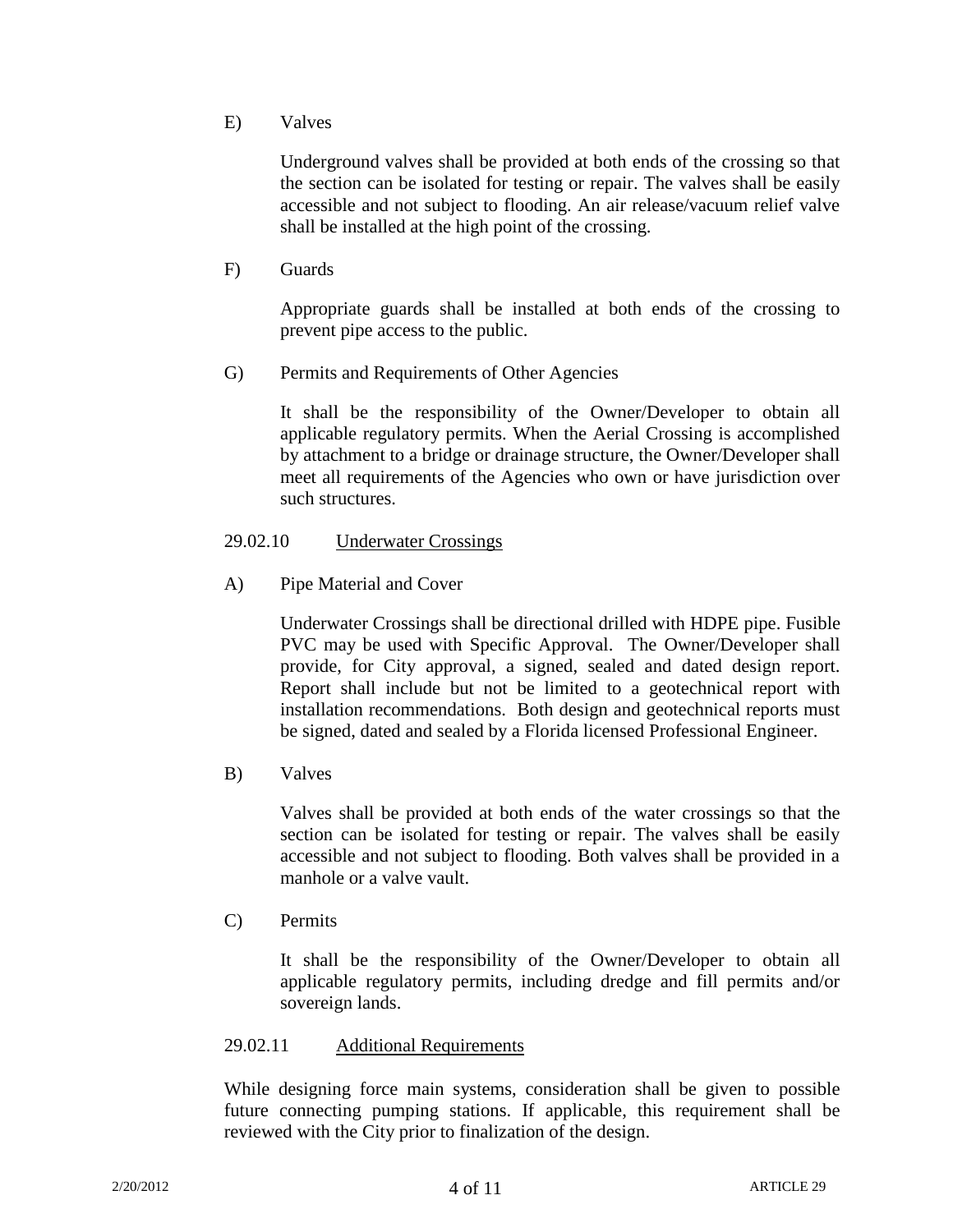E) Valves

Underground valves shall be provided at both ends of the crossing so that the section can be isolated for testing or repair. The valves shall be easily accessible and not subject to flooding. An air release/vacuum relief valve shall be installed at the high point of the crossing.

F) Guards

Appropriate guards shall be installed at both ends of the crossing to prevent pipe access to the public.

G) Permits and Requirements of Other Agencies

It shall be the responsibility of the Owner/Developer to obtain all applicable regulatory permits. When the Aerial Crossing is accomplished by attachment to a bridge or drainage structure, the Owner/Developer shall meet all requirements of the Agencies who own or have jurisdiction over such structures.

### 29.02.10 Underwater Crossings

A) Pipe Material and Cover

Underwater Crossings shall be directional drilled with HDPE pipe. Fusible PVC may be used with Specific Approval. The Owner/Developer shall provide, for City approval, a signed, sealed and dated design report. Report shall include but not be limited to a geotechnical report with installation recommendations. Both design and geotechnical reports must be signed, dated and sealed by a Florida licensed Professional Engineer.

B) Valves

Valves shall be provided at both ends of the water crossings so that the section can be isolated for testing or repair. The valves shall be easily accessible and not subject to flooding. Both valves shall be provided in a manhole or a valve vault.

C) Permits

It shall be the responsibility of the Owner/Developer to obtain all applicable regulatory permits, including dredge and fill permits and/or sovereign lands.

### 29.02.11 Additional Requirements

While designing force main systems, consideration shall be given to possible future connecting pumping stations. If applicable, this requirement shall be reviewed with the City prior to finalization of the design.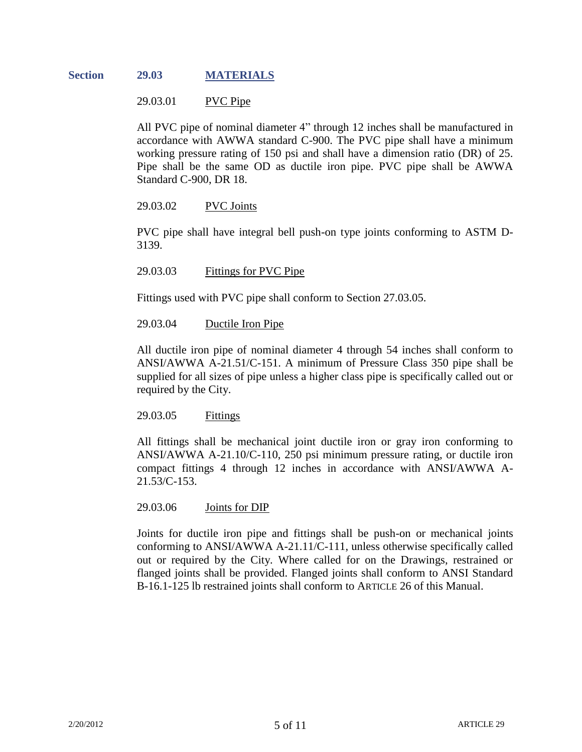## Section 29.03 MATERIALS

### 29.03.01 PVC Pipe

All PVC pipe of nominal diameter 4” through 12 inches shall be manufactured in accordance with AWWA standard C-900. The PVC pipe shall have a minimum working pressure rating of 150 psi and shall have a dimension ratio (DR) of 25. Pipe shall be the same OD as ductile iron pipe. PVC pipe shall be AWWA Standard C-900, DR 18.

### 29.03.02 PVC Joints

PVC pipe shall have integral bell push-on type joints conforming to ASTM D-3139.

### 29.03.03 Fittings for PVC Pipe

Fittings used with PVC pipe shall conform to Section 27.03.05.

### 29.03.04 Ductile Iron Pipe

All ductile iron pipe of nominal diameter 4 through 54 inches shall conform to ANSI/AWWA A-21.51/C-151. A minimum of Pressure Class 350 pipe shall be supplied for all sizes of pipe unless a higher class pipe is specifically called out or required by the City.

### 29.03.05 Fittings

All fittings shall be mechanical joint ductile iron or gray iron conforming to ANSI/AWWA A-21.10/C-110, 250 psi minimum pressure rating, or ductile iron compact fittings 4 through 12 inches in accordance with ANSI/AWWA A-21.53/C-153.

### 29.03.06 Joints for DIP

Joints for ductile iron pipe and fittings shall be push-on or mechanical joints conforming to ANSI/AWWA A-21.11/C-111, unless otherwise specifically called out or required by the City. Where called for on the Drawings, restrained or flanged joints shall be provided. Flanged joints shall conform to ANSI Standard B-16.1-125 lb restrained joints shall conform to ARTICLE 26 of this Manual.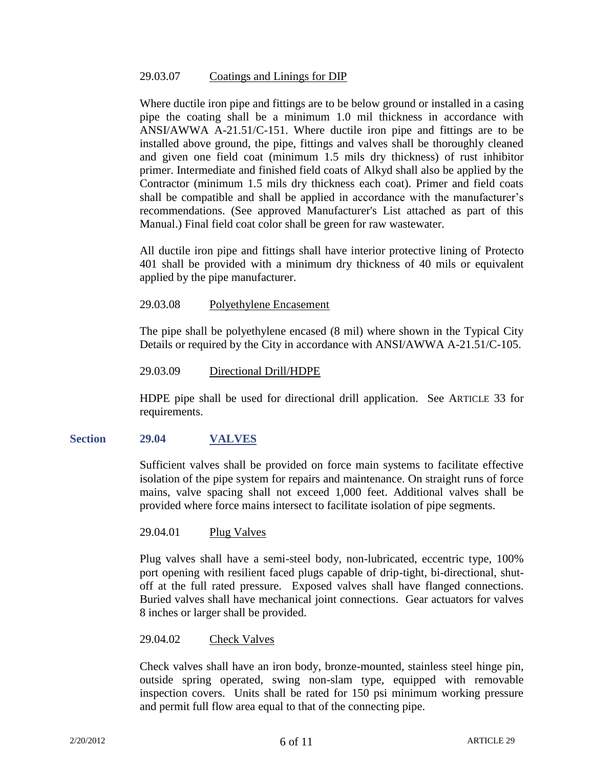29.03.07 Coatings and Linings for DIP

Where ductile iron pipe and fittings are to be below ground or installed in a casing pipe the coating shall be a minimum 1.0 mil thickness in accordance with ANSI/AWWA A-21.51/C-151. Where ductile iron pipe and fittings are to be installed above ground, the pipe, fittings and valves shall be thoroughly cleaned and given one field coat (minimum 1.5 mils dry thickness) of rust inhibitor primer. Intermediate and finished field coats of Alkyd shall also be applied by the Contractor (minimum 1.5 mils dry thickness each coat). Primer and field coats shall be compatible and shall be applied in accordance with the manufacturer's recommendations. (See approved Manufacturer's List attached as part of this Manual.) Final field coat color shall be green for raw wastewater.

All ductile iron pipe and fittings shall have interior protective lining of Protecto 401 shall be provided with a minimum dry thickness of 40 mils or equivalent applied by the pipe manufacturer.

29.03.08 Polyethylene Encasement

The pipe shall be polyethylene encased (8 mil) where shown in the Typical City Details or required by the City in accordance with ANSI/AWWA A-21.51/C-105.

29.03.09 Directional Drill/HDPE

HDPE pipe shall be used for directional drill application. See ARTICLE 33 for requirements.

## Section 29.04 VALVES

Sufficient valves shall be provided on force main systems to facilitate effective isolation of the pipe system for repairs and maintenance. On straight runs of force mains, valve spacing shall not exceed 1,000 feet. Additional valves shall be provided where force mains intersect to facilitate isolation of pipe segments.

29.04.01 Plug Valves

Plug valves shall have a semi-steel body, non-lubricated, eccentric type, 100% port opening with resilient faced plugs capable of drip-tight, bi-directional, shut-off at the full rated pressure. Exposed valves shall have flanged connections. Buried valves shall have mechanical joint connections. Gear actuators for valves 8 inches or larger shall be provided.

29.04.02 Check Valves

Check valves shall have an iron body, bronze-mounted, stainless steel hinge pin, outside spring operated, swing non-slam type, equipped with removable inspection covers. Units shall be rated for 150 psi minimum working pressure and permit full flow area equal to that of the connecting pipe.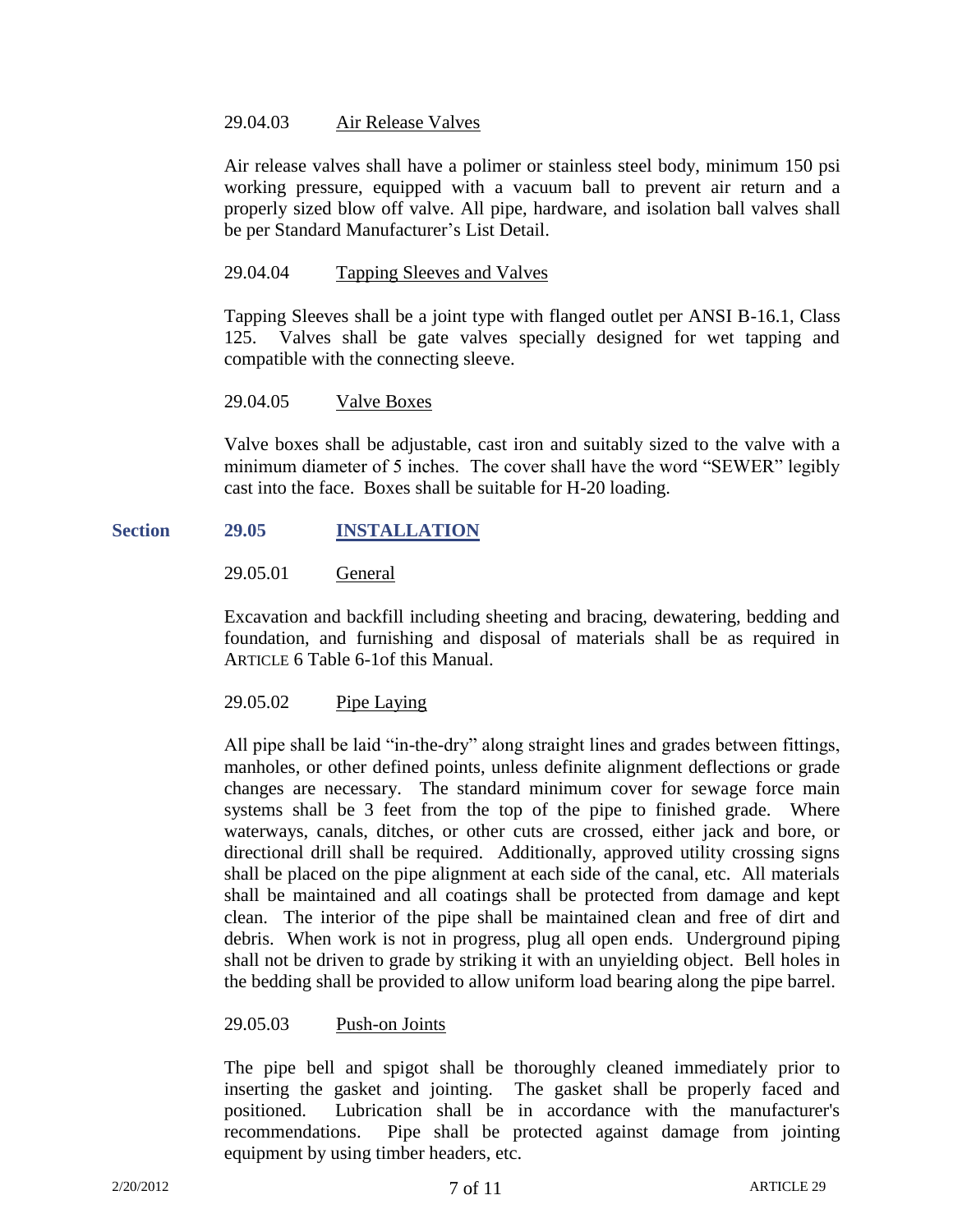29.04.03 Air Release Valves

Air release valves shall have a polimer or stainless steel body, minimum 150 psi working pressure, equipped with a vacuum ball to prevent air return and a properly sized blow off valve. All pipe, hardware, and isolation ball valves shall be per Standard Manufacturer's List Detail.

29.04.04 Tapping Sleeves and Valves

Tapping Sleeves shall be a joint type with flanged outlet per ANSI B-16.1, Class 125. Valves shall be gate valves specially designed for wet tapping and compatible with the connecting sleeve.

29.04.05 Valve Boxes

Valve boxes shall be adjustable, cast iron and suitably sized to the valve with a minimum diameter of 5 inches. The cover shall have the word "SEWER" legibly cast into the face. Boxes shall be suitable for H-20 loading.

## Section 29.05 INSTALLATION

29.05.01 General

Excavation and backfill including sheeting and bracing, dewatering, bedding and foundation, and furnishing and disposal of materials shall be as required in ARTICLE 6 Table 6-1of this Manual.

29.05.02 Pipe Laying

All pipe shall be laid "in-the-dry" along straight lines and grades between fittings, manholes, or other defined points, unless definite alignment deflections or grade changes are necessary. The standard minimum cover for sewage force main systems shall be 3 feet from the top of the pipe to finished grade. Where waterways, canals, ditches, or other cuts are crossed, either jack and bore, or directional drill shall be required. Additionally, approved utility crossing signs shall be placed on the pipe alignment at each side of the canal, etc. All materials shall be maintained and all coatings shall be protected from damage and kept clean. The interior of the pipe shall be maintained clean and free of dirt and debris. When work is not in progress, plug all open ends. Underground piping shall not be driven to grade by striking it with an unyielding object. Bell holes in the bedding shall be provided to allow uniform load bearing along the pipe barrel.

29.05.03 Push-on Joints

The pipe bell and spigot shall be thoroughly cleaned immediately prior to inserting the gasket and jointing. The gasket shall be properly faced and positioned. Lubrication shall be in accordance with the manufacturer's recommendations. Pipe shall be protected against damage from jointing equipment by using timber headers, etc.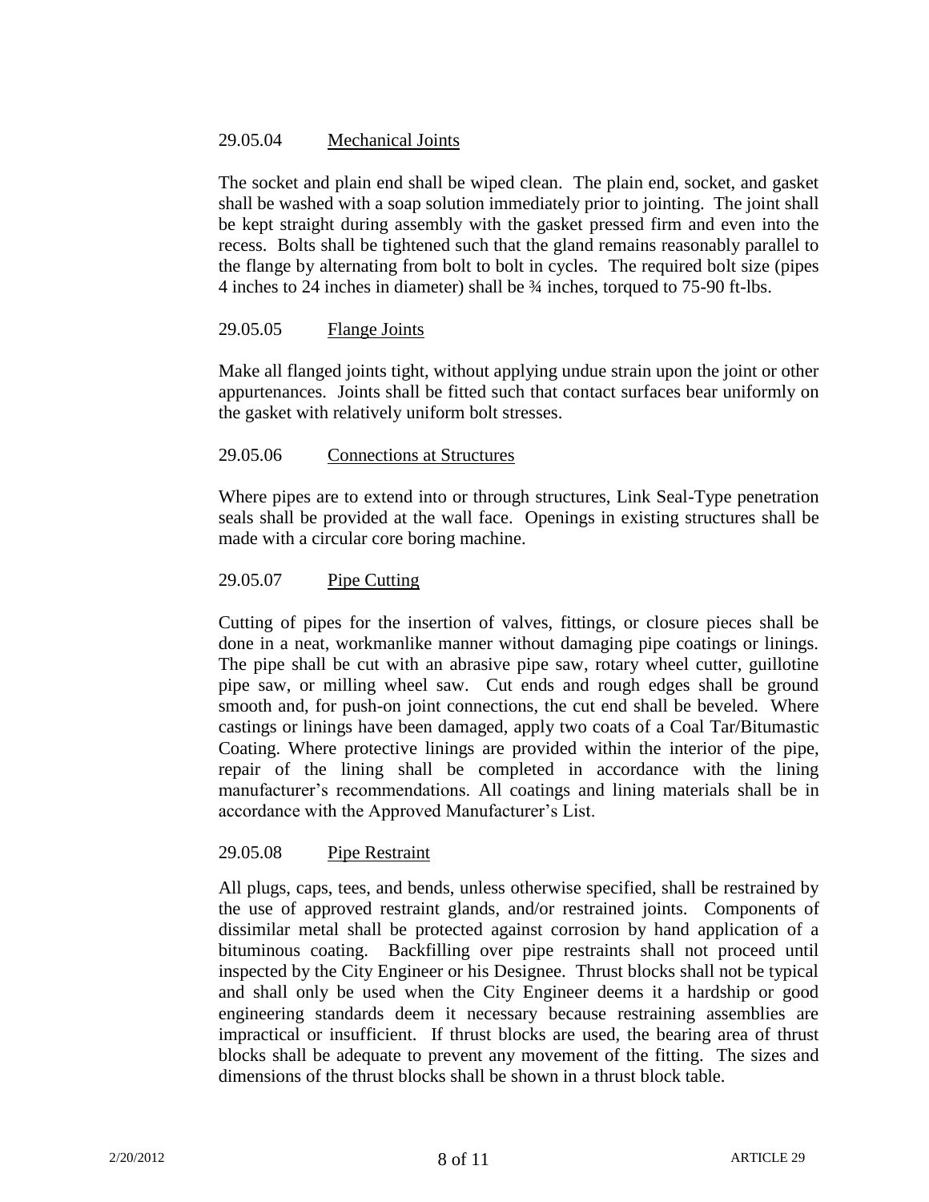### 29.05.04 Mechanical Joints

The socket and plain end shall be wiped clean. The plain end, socket, and gasket shall be washed with a soap solution immediately prior to jointing. The joint shall be kept straight during assembly with the gasket pressed firm and even into the recess. Bolts shall be tightened such that the gland remains reasonably parallel to the flange by alternating from bolt to bolt in cycles. The required bolt size (pipes 4 inches to 24 inches in diameter) shall be ¾ inches, torqued to 75-90 ft-lbs.

### 29.05.05 Flange Joints

Make all flanged joints tight, without applying undue strain upon the joint or other appurtenances. Joints shall be fitted such that contact surfaces bear uniformly on the gasket with relatively uniform bolt stresses.

### 29.05.06 Connections at Structures

Where pipes are to extend into or through structures, Link Seal-Type penetration seals shall be provided at the wall face. Openings in existing structures shall be made with a circular core boring machine.

### 29.05.07 Pipe Cutting

Cutting of pipes for the insertion of valves, fittings, or closure pieces shall be done in a neat, workmanlike manner without damaging pipe coatings or linings. The pipe shall be cut with an abrasive pipe saw, rotary wheel cutter, guillotine pipe saw, or milling wheel saw. Cut ends and rough edges shall be ground smooth and, for push-on joint connections, the cut end shall be beveled. Where castings or linings have been damaged, apply two coats of a Coal Tar/Bitumastic Coating. Where protective linings are provided within the interior of the pipe, repair of the lining shall be completed in accordance with the lining manufacturer's recommendations. All coatings and lining materials shall be in accordance with the Approved Manufacturer's List.

### 29.05.08 Pipe Restraint

All plugs, caps, tees, and bends, unless otherwise specified, shall be restrained by the use of approved restraint glands, and/or restrained joints. Components of dissimilar metal shall be protected against corrosion by hand application of a bituminous coating. Backfilling over pipe restraints shall not proceed until inspected by the City Engineer or his Designee. Thrust blocks shall not be typical and shall only be used when the City Engineer deems it a hardship or good engineering standards deem it necessary because restraining assemblies are impractical or insufficient. If thrust blocks are used, the bearing area of thrust blocks shall be adequate to prevent any movement of the fitting. The sizes and dimensions of the thrust blocks shall be shown in a thrust block table.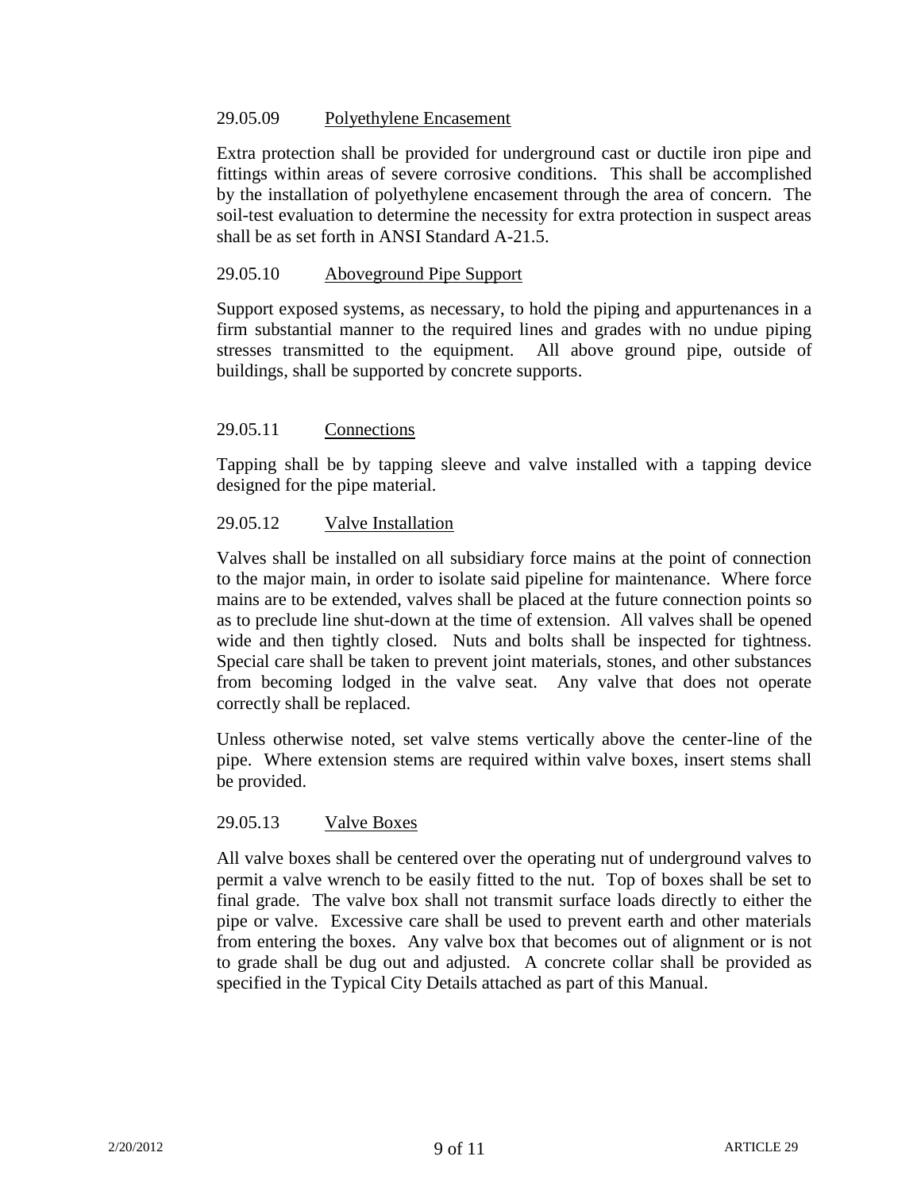### 29.05.09 Polyethylene Encasement

Extra protection shall be provided for underground cast or ductile iron pipe and fittings within areas of severe corrosive conditions. This shall be accomplished by the installation of polyethylene encasement through the area of concern. The soil-test evaluation to determine the necessity for extra protection in suspect areas shall be as set forth in ANSI Standard A-21.5.

### 29.05.10 Aboveground Pipe Support

Support exposed systems, as necessary, to hold the piping and appurtenances in a firm substantial manner to the required lines and grades with no undue piping stresses transmitted to the equipment. All above ground pipe, outside of buildings, shall be supported by concrete supports.

### 29.05.11 Connections

Tapping shall be by tapping sleeve and valve installed with a tapping device designed for the pipe material.

### 29.05.12 Valve Installation

Valves shall be installed on all subsidiary force mains at the point of connection to the major main, in order to isolate said pipeline for maintenance. Where force mains are to be extended, valves shall be placed at the future connection points so as to preclude line shut-down at the time of extension. All valves shall be opened wide and then tightly closed. Nuts and bolts shall be inspected for tightness. Special care shall be taken to prevent joint materials, stones, and other substances from becoming lodged in the valve seat. Any valve that does not operate correctly shall be replaced.

Unless otherwise noted, set valve stems vertically above the center-line of the pipe. Where extension stems are required within valve boxes, insert stems shall be provided.

### 29.05.13 Valve Boxes

All valve boxes shall be centered over the operating nut of underground valves to permit a valve wrench to be easily fitted to the nut. Top of boxes shall be set to final grade. The valve box shall not transmit surface loads directly to either the pipe or valve. Excessive care shall be used to prevent earth and other materials from entering the boxes. Any valve box that becomes out of alignment or is not to grade shall be dug out and adjusted. A concrete collar shall be provided as specified in the Typical City Details attached as part of this Manual.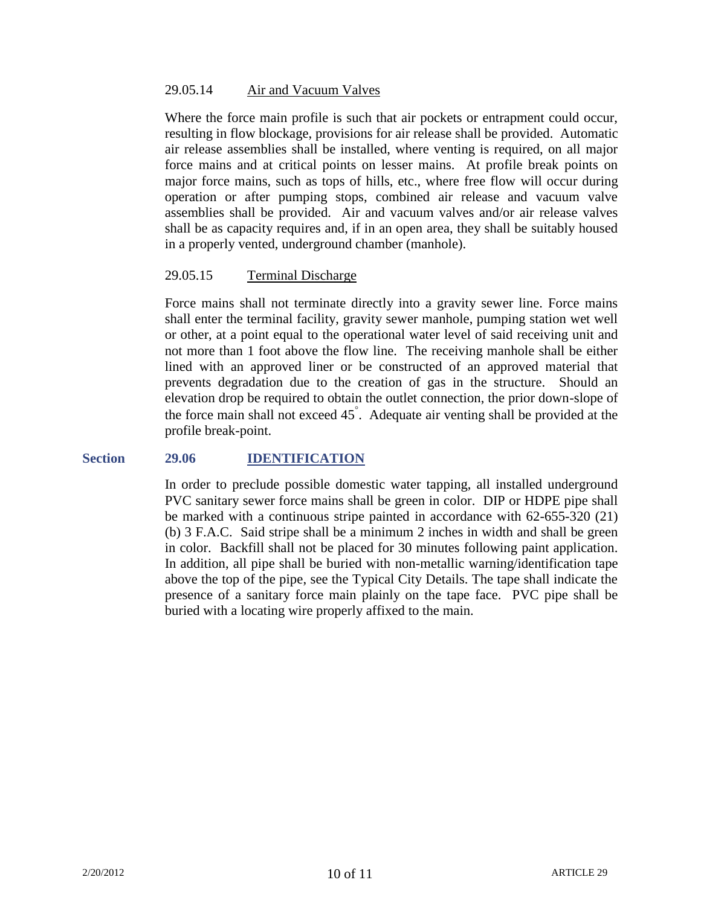### 29.05.14 Air and Vacuum Valves

Where the force main profile is such that air pockets or entrapment could occur, resulting in flow blockage, provisions for air release shall be provided. Automatic air release assemblies shall be installed, where venting is required, on all major force mains and at critical points on lesser mains. At profile break points on major force mains, such as tops of hills, etc., where free flow will occur during operation or after pumping stops, combined air release and vacuum valve assemblies shall be provided. Air and vacuum valves and/or air release valves shall be as capacity requires and, if in an open area, they shall be suitably housed in a properly vented, underground chamber (manhole).

### 29.05.15 Terminal Discharge

Force mains shall not terminate directly into a gravity sewer line. Force mains shall enter the terminal facility, gravity sewer manhole, pumping station wet well or other, at a point equal to the operational water level of said receiving unit and not more than 1 foot above the flow line. The receiving manhole shall be either lined with an approved liner or be constructed of an approved material that prevents degradation due to the creation of gas in the structure. Should an elevation drop be required to obtain the outlet connection, the prior down-slope of the force main shall not exceed 45°. Adequate air venting shall be provided at the profile break-point.

## Section 29.06 IDENTIFICATION

In order to preclude possible domestic water tapping, all installed underground PVC sanitary sewer force mains shall be green in color. DIP or HDPE pipe shall be marked with a continuous stripe painted in accordance with 62-655-320 (21) (b) 3 F.A.C. Said stripe shall be a minimum 2 inches in width and shall be green in color. Backfill shall not be placed for 30 minutes following paint application. In addition, all pipe shall be buried with non-metallic warning/identification tape above the top of the pipe, see the Typical City Details. The tape shall indicate the presence of a sanitary force main plainly on the tape face. PVC pipe shall be buried with a locating wire properly affixed to the main.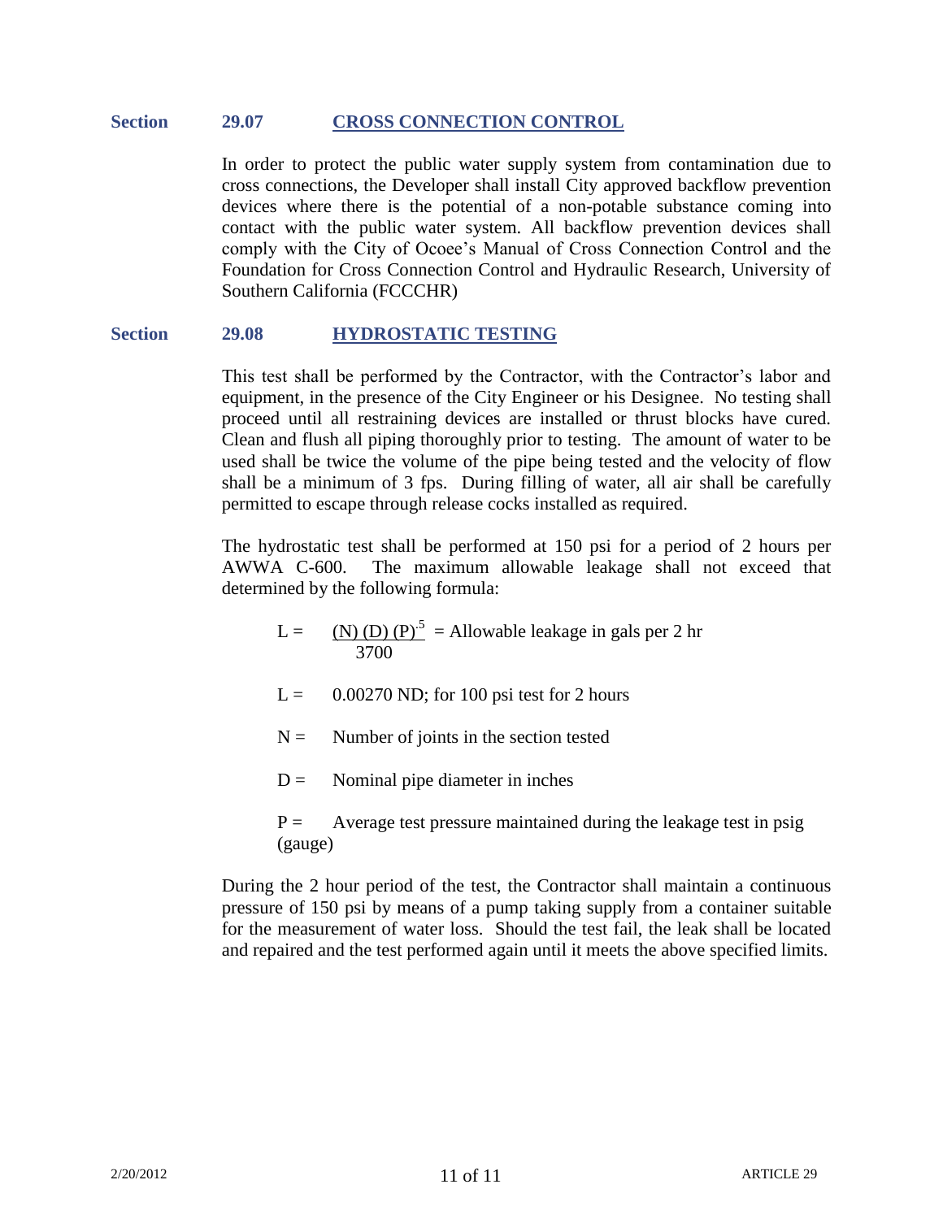## Section 29.07 CROSS CONNECTION CONTROL

In order to protect the public water supply system from contamination due to cross connections, the Developer shall install City approved backflow prevention devices where there is the potential of a non-potable substance coming into contact with the public water system. All backflow prevention devices shall comply with the City of Ocoee's Manual of Cross Connection Control and the Foundation for Cross Connection Control and Hydraulic Research, University of Southern California (FCCCHR)

## Section 29.08 HYDROSTATIC TESTING

This test shall be performed by the Contractor, with the Contractor's labor and equipment, in the presence of the City Engineer or his Designee. No testing shall proceed until all restraining devices are installed or thrust blocks have cured. Clean and flush all piping thoroughly prior to testing. The amount of water to be used shall be twice the volume of the pipe being tested and the velocity of flow shall be a minimum of 3 fps. During filling of water, all air shall be carefully permitted to escape through release cocks installed as required.

The hydrostatic test shall be performed at 150 psi for a period of 2 hours per AWWA C-600. The maximum allowable leakage shall not exceed that determined by the following formula:

$$L = \frac{(N)\,(D)\,(P)^{.5}}{3700} = \text{Allowable leakage in gals per 2 hr}$$

$L =$ 0.00270 ND; for 100 psi test for 2 hours

$N =$ Number of joints in the section tested

$D =$ Nominal pipe diameter in inches

$P =$ Average test pressure maintained during the leakage test in psig (gauge)

During the 2 hour period of the test, the Contractor shall maintain a continuous pressure of 150 psi by means of a pump taking supply from a container suitable for the measurement of water loss. Should the test fail, the leak shall be located and repaired and the test performed again until it meets the above specified limits.